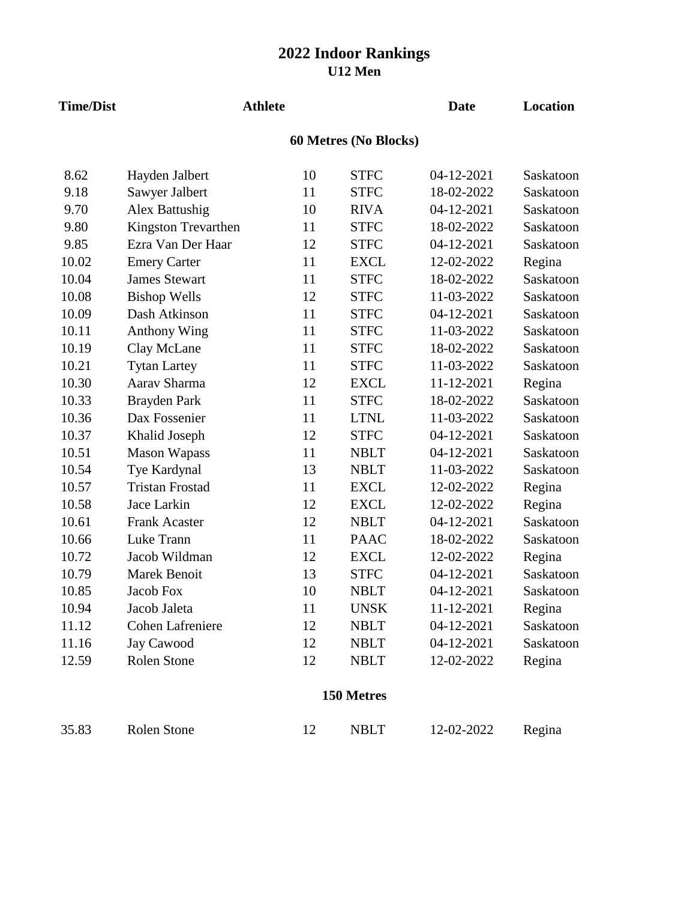# 2022 Indoor Rankings

## U12 Men

| Time/Dist | Athlete | | | Date | Location |
|---|---|---|---|---|---|
| **60 Metres (No Blocks)** | | | | | |
| 8.62 | Hayden Jalbert | 10 | STFC | 04-12-2021 | Saskatoon |
| 9.18 | Sawyer Jalbert | 11 | STFC | 18-02-2022 | Saskatoon |
| 9.70 | Alex Battushig | 10 | RIVA | 04-12-2021 | Saskatoon |
| 9.80 | Kingston Trevarthen | 11 | STFC | 18-02-2022 | Saskatoon |
| 9.85 | Ezra Van Der Haar | 12 | STFC | 04-12-2021 | Saskatoon |
| 10.02 | Emery Carter | 11 | EXCL | 12-02-2022 | Regina |
| 10.04 | James Stewart | 11 | STFC | 18-02-2022 | Saskatoon |
| 10.08 | Bishop Wells | 12 | STFC | 11-03-2022 | Saskatoon |
| 10.09 | Dash Atkinson | 11 | STFC | 04-12-2021 | Saskatoon |
| 10.11 | Anthony Wing | 11 | STFC | 11-03-2022 | Saskatoon |
| 10.19 | Clay McLane | 11 | STFC | 18-02-2022 | Saskatoon |
| 10.21 | Tytan Lartey | 11 | STFC | 11-03-2022 | Saskatoon |
| 10.30 | Aarav Sharma | 12 | EXCL | 11-12-2021 | Regina |
| 10.33 | Brayden Park | 11 | STFC | 18-02-2022 | Saskatoon |
| 10.36 | Dax Fossenier | 11 | LTNL | 11-03-2022 | Saskatoon |
| 10.37 | Khalid Joseph | 12 | STFC | 04-12-2021 | Saskatoon |
| 10.51 | Mason Wapass | 11 | NBLT | 04-12-2021 | Saskatoon |
| 10.54 | Tye Kardynal | 13 | NBLT | 11-03-2022 | Saskatoon |
| 10.57 | Tristan Frostad | 11 | EXCL | 12-02-2022 | Regina |
| 10.58 | Jace Larkin | 12 | EXCL | 12-02-2022 | Regina |
| 10.61 | Frank Acaster | 12 | NBLT | 04-12-2021 | Saskatoon |
| 10.66 | Luke Trann | 11 | PAAC | 18-02-2022 | Saskatoon |
| 10.72 | Jacob Wildman | 12 | EXCL | 12-02-2022 | Regina |
| 10.79 | Marek Benoit | 13 | STFC | 04-12-2021 | Saskatoon |
| 10.85 | Jacob Fox | 10 | NBLT | 04-12-2021 | Saskatoon |
| 10.94 | Jacob Jaleta | 11 | UNSK | 11-12-2021 | Regina |
| 11.12 | Cohen Lafreniere | 12 | NBLT | 04-12-2021 | Saskatoon |
| 11.16 | Jay Cawood | 12 | NBLT | 04-12-2021 | Saskatoon |
| 12.59 | Rolen Stone | 12 | NBLT | 12-02-2022 | Regina |
| **150 Metres** | | | | | |
| 35.83 | Rolen Stone | 12 | NBLT | 12-02-2022 | Regina |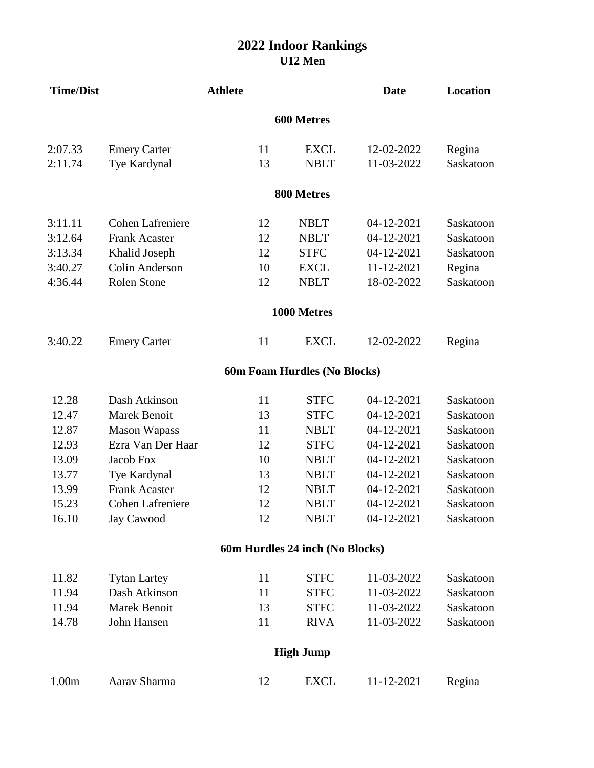# 2022 Indoor Rankings

## U12 Men

| Time/Dist | Athlete | | | Date | Location |
|---|---|---|---|---|---|
| | | **600 Metres** | | | |
| 2:07.33 | Emery Carter | 11 | EXCL | 12-02-2022 | Regina |
| 2:11.74 | Tye Kardynal | 13 | NBLT | 11-03-2022 | Saskatoon |
| | | **800 Metres** | | | |
| 3:11.11 | Cohen Lafreniere | 12 | NBLT | 04-12-2021 | Saskatoon |
| 3:12.64 | Frank Acaster | 12 | NBLT | 04-12-2021 | Saskatoon |
| 3:13.34 | Khalid Joseph | 12 | STFC | 04-12-2021 | Saskatoon |
| 3:40.27 | Colin Anderson | 10 | EXCL | 11-12-2021 | Regina |
| 4:36.44 | Rolen Stone | 12 | NBLT | 18-02-2022 | Saskatoon |
| | | **1000 Metres** | | | |
| 3:40.22 | Emery Carter | 11 | EXCL | 12-02-2022 | Regina |
| | | **60m Foam Hurdles (No Blocks)** | | | |
| 12.28 | Dash Atkinson | 11 | STFC | 04-12-2021 | Saskatoon |
| 12.47 | Marek Benoit | 13 | STFC | 04-12-2021 | Saskatoon |
| 12.87 | Mason Wapass | 11 | NBLT | 04-12-2021 | Saskatoon |
| 12.93 | Ezra Van Der Haar | 12 | STFC | 04-12-2021 | Saskatoon |
| 13.09 | Jacob Fox | 10 | NBLT | 04-12-2021 | Saskatoon |
| 13.77 | Tye Kardynal | 13 | NBLT | 04-12-2021 | Saskatoon |
| 13.99 | Frank Acaster | 12 | NBLT | 04-12-2021 | Saskatoon |
| 15.23 | Cohen Lafreniere | 12 | NBLT | 04-12-2021 | Saskatoon |
| 16.10 | Jay Cawood | 12 | NBLT | 04-12-2021 | Saskatoon |
| | | **60m Hurdles 24 inch (No Blocks)** | | | |
| 11.82 | Tytan Lartey | 11 | STFC | 11-03-2022 | Saskatoon |
| 11.94 | Dash Atkinson | 11 | STFC | 11-03-2022 | Saskatoon |
| 11.94 | Marek Benoit | 13 | STFC | 11-03-2022 | Saskatoon |
| 14.78 | John Hansen | 11 | RIVA | 11-03-2022 | Saskatoon |
| | | **High Jump** | | | |
| 1.00m | Aarav Sharma | 12 | EXCL | 11-12-2021 | Regina |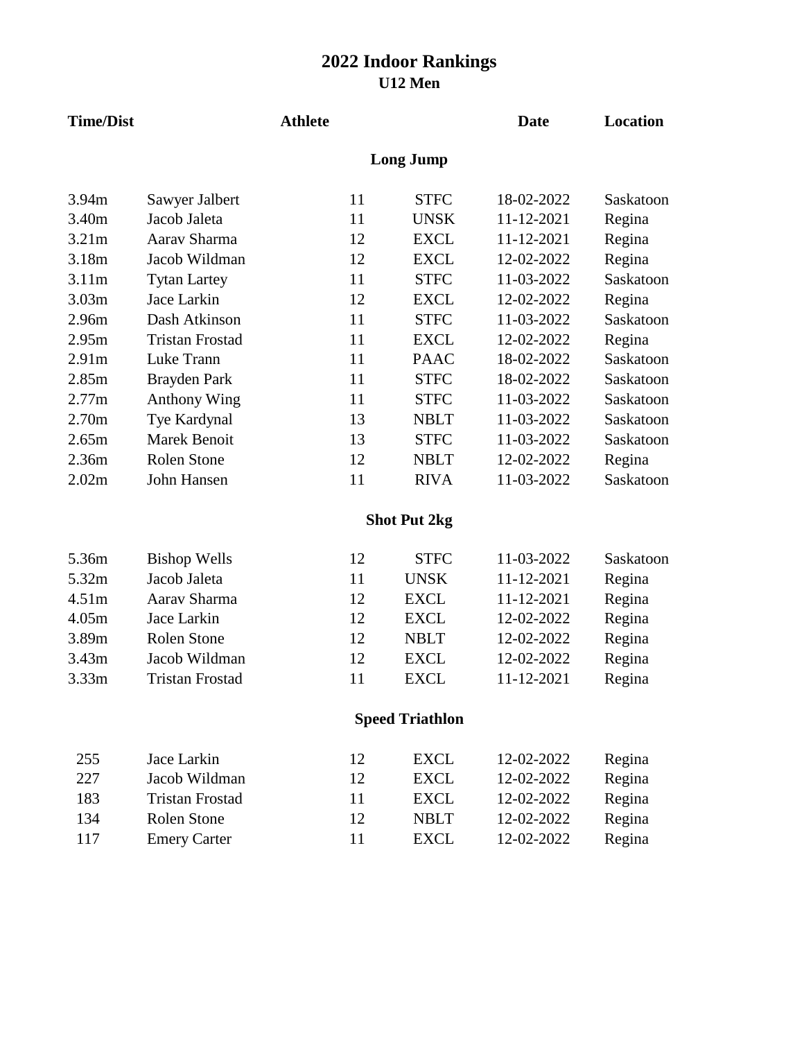# 2022 Indoor Rankings

## U12 Men

| Time/Dist | Athlete | | | Date | Location |
|---|---|---|---|---|---|
| | | | **Long Jump** | | |
| 3.94m | Sawyer Jalbert | 11 | STFC | 18-02-2022 | Saskatoon |
| 3.40m | Jacob Jaleta | 11 | UNSK | 11-12-2021 | Regina |
| 3.21m | Aarav Sharma | 12 | EXCL | 11-12-2021 | Regina |
| 3.18m | Jacob Wildman | 12 | EXCL | 12-02-2022 | Regina |
| 3.11m | Tytan Lartey | 11 | STFC | 11-03-2022 | Saskatoon |
| 3.03m | Jace Larkin | 12 | EXCL | 12-02-2022 | Regina |
| 2.96m | Dash Atkinson | 11 | STFC | 11-03-2022 | Saskatoon |
| 2.95m | Tristan Frostad | 11 | EXCL | 12-02-2022 | Regina |
| 2.91m | Luke Trann | 11 | PAAC | 18-02-2022 | Saskatoon |
| 2.85m | Brayden Park | 11 | STFC | 18-02-2022 | Saskatoon |
| 2.77m | Anthony Wing | 11 | STFC | 11-03-2022 | Saskatoon |
| 2.70m | Tye Kardynal | 13 | NBLT | 11-03-2022 | Saskatoon |
| 2.65m | Marek Benoit | 13 | STFC | 11-03-2022 | Saskatoon |
| 2.36m | Rolen Stone | 12 | NBLT | 12-02-2022 | Regina |
| 2.02m | John Hansen | 11 | RIVA | 11-03-2022 | Saskatoon |
| | | | **Shot Put 2kg** | | |
| 5.36m | Bishop Wells | 12 | STFC | 11-03-2022 | Saskatoon |
| 5.32m | Jacob Jaleta | 11 | UNSK | 11-12-2021 | Regina |
| 4.51m | Aarav Sharma | 12 | EXCL | 11-12-2021 | Regina |
| 4.05m | Jace Larkin | 12 | EXCL | 12-02-2022 | Regina |
| 3.89m | Rolen Stone | 12 | NBLT | 12-02-2022 | Regina |
| 3.43m | Jacob Wildman | 12 | EXCL | 12-02-2022 | Regina |
| 3.33m | Tristan Frostad | 11 | EXCL | 11-12-2021 | Regina |
| | | | **Speed Triathlon** | | |
| 255 | Jace Larkin | 12 | EXCL | 12-02-2022 | Regina |
| 227 | Jacob Wildman | 12 | EXCL | 12-02-2022 | Regina |
| 183 | Tristan Frostad | 11 | EXCL | 12-02-2022 | Regina |
| 134 | Rolen Stone | 12 | NBLT | 12-02-2022 | Regina |
| 117 | Emery Carter | 11 | EXCL | 12-02-2022 | Regina |